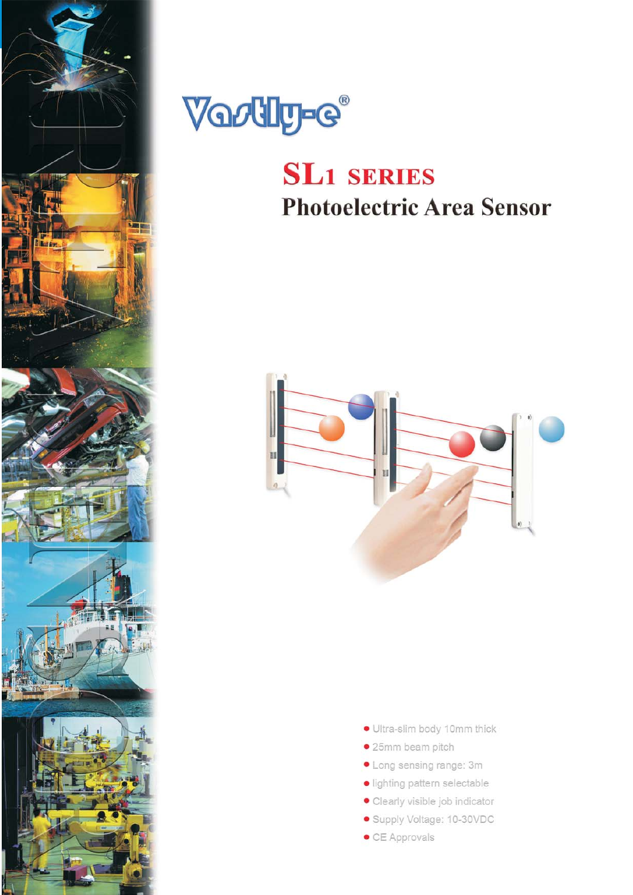Vastly-e®

# SL1 SERIES

## Photoelectric Area Sensor

- Ultra-slim body 10mm thick
- 25mm beam pitch
- Long sensing range: 3m
- lighting pattern selectable
- Clearly visible job indicator
- Supply Voltage: 10-30VDC
- CE Approvals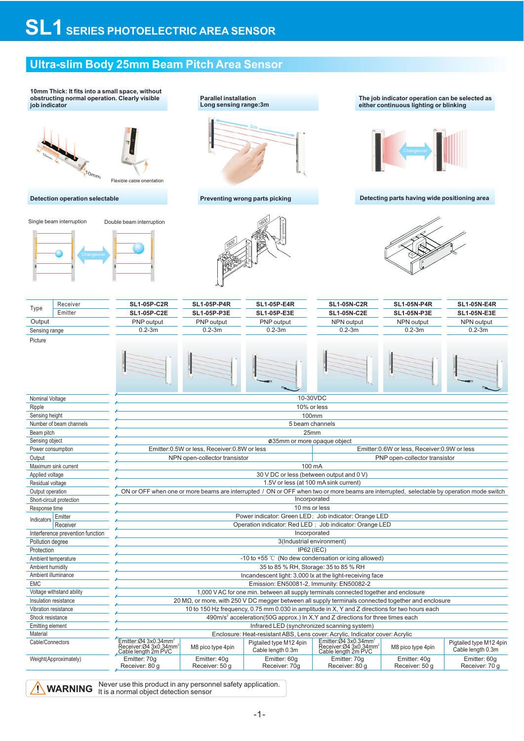# SL1 SERIES PHOTOELECTRIC AREA SENSOR

## Ultra-slim Body 25mm Beam Pitch Area Sensor

**10mm Thick: It fits into a small space, without obstructing normal operation. Clearly visible job indicator**

55mm 10mm

Flexible cable orientation

**Parallel installation Long sensing range:3m**

3m

**The job indicator operation can be selected as either continuous lighting or blinking**

Changeover

**Detection operation selectable**

Single beam interruption Double beam interruption

Changeover

**Preventing wrong parts picking**

1500 1600

**Detecting parts having wide positioning area**

| Type | | SL1-05P-C2R | SL1-05P-P4R | SL1-05P-E4R | SL1-05N-C2R | SL1-05N-P4R | SL1-05N-E4R |
|---|---|---|---|---|---|---|---|
| Type | Receiver | SL1-05P-C2R | SL1-05P-P4R | SL1-05P-E4R | SL1-05N-C2R | SL1-05N-P4R | SL1-05N-E4R |
| | Emitter | SL1-05P-C2E | SL1-05P-P3E | SL1-05P-E3E | SL1-05N-C2E | SL1-05N-P3E | SL1-05N-E3E |
| Output | | PNP output | PNP output | PNP output | NPN output | NPN output | NPN output |
| Sensing range | | 0.2-3m | 0.2-3m | 0.2-3m | 0.2-3m | 0.2-3m | 0.2-3m |
| Picture | | | | | | | |
| Nominal Voltage | | 10-30VDC | | | | | |
| Ripple | | 10% or less | | | | | |
| Sensing height | | 100mm | | | | | |
| Number of beam channels | | 5 beam channels | | | | | |
| Beam pitch | | 25mm | | | | | |
| Sensing object | | ø35mm or more opaque object | | | | | |
| Power consumption | | Emitter:0.5W or less, Receiver:0.8W or less | | | Emitter:0.6W or less, Receiver:0.9W or less | | |
| Output | | NPN open-collector transistor | | | PNP open-collector transistor | | |
| Maximum sink current | | 100 mA | | | | | |
| Applied voltage | | 30 V DC or less (between output and 0 V) | | | | | |
| Residual voltage | | 1.5V or less (at 100 mA sink current) | | | | | |
| Output operation | | ON or OFF when one or more beams are interrupted / ON or OFF when two or more beams are interrupted, selectable by operation mode switch | | | | | |
| Short-circuit protection | | Incorporated | | | | | |
| Response time | | 10 ms or less | | | | | |
| Indicators | Emitter | Power indicator: Green LED; Job indicator: Orange LED | | | | | |
| | Receiver | Operation indicator: Red LED ; Job indicator: Orange LED | | | | | |
| Interference prevention function | | Incorporated | | | | | |
| Pollution degree | | 3(Industrial environment) | | | | | |
| Protection | | IP62 (IEC) | | | | | |
| Ambient temperature | | -10 to +55 ℃ (No dew condensation or icing allowed) | | | | | |
| Ambient humidity | | 35 to 85 % RH, Storage: 35 to 85 % RH | | | | | |
| Ambient illuminance | | Incandescent light: 3,000 lx at the light-receiving face | | | | | |
| EMC | | Emission: EN50081-2, Immunity: EN50082-2 | | | | | |
| Voltage withstand ability | | 1,000 V AC for one min. between all supply terminals connected together and enclosure | | | | | |
| Insulation resistance | | 20 MΩ, or more, with 250 V DC megger between all supply terminals connected together and enclosure | | | | | |
| Vibration resistance | | 10 to 150 Hz frequency, 0.75 mm 0.030 in amplitude in X, Y and Z directions for two hours each | | | | | |
| Shock resistance | | 490m/s² acceleration(50G approx.) In X,Y and Z directions for three times each | | | | | |
| Emitting element | | Infrared LED (synchronized scanning system) | | | | | |
| Material | | Enclosure: Heat-resistant ABS, Lens cover: Acrylic, Indicator cover: Acrylic | | | | | |
| Cable/Connectors | | Emitter:Ø4 3x0.34mm² Receiver:Ø4 3x0.34mm² Cable length 2m PVC | M8 pico type 4pin | Pigtailed type M12 4pin Cable length 0.3m | Emitter:Ø4 3x0.34mm² Receiver:Ø4 3x0.34mm² Cable length 2m PVC | M8 pico type 4pin | Pigtailed type M12 4pin Cable length 0.3m |
| Weight(Approximately) | | Emitter: 70g Receiver: 80 g | Emitter: 40g Receiver: 50 g | Emitter: 60g Receiver: 70g | Emitter: 70g Receiver: 80 g | Emitter: 40g Receiver: 50 g | Emitter: 60g Receiver: 70 g |

**⚠ WARNING** Never use this product in any personnel safety application. It is a normal object detection sensor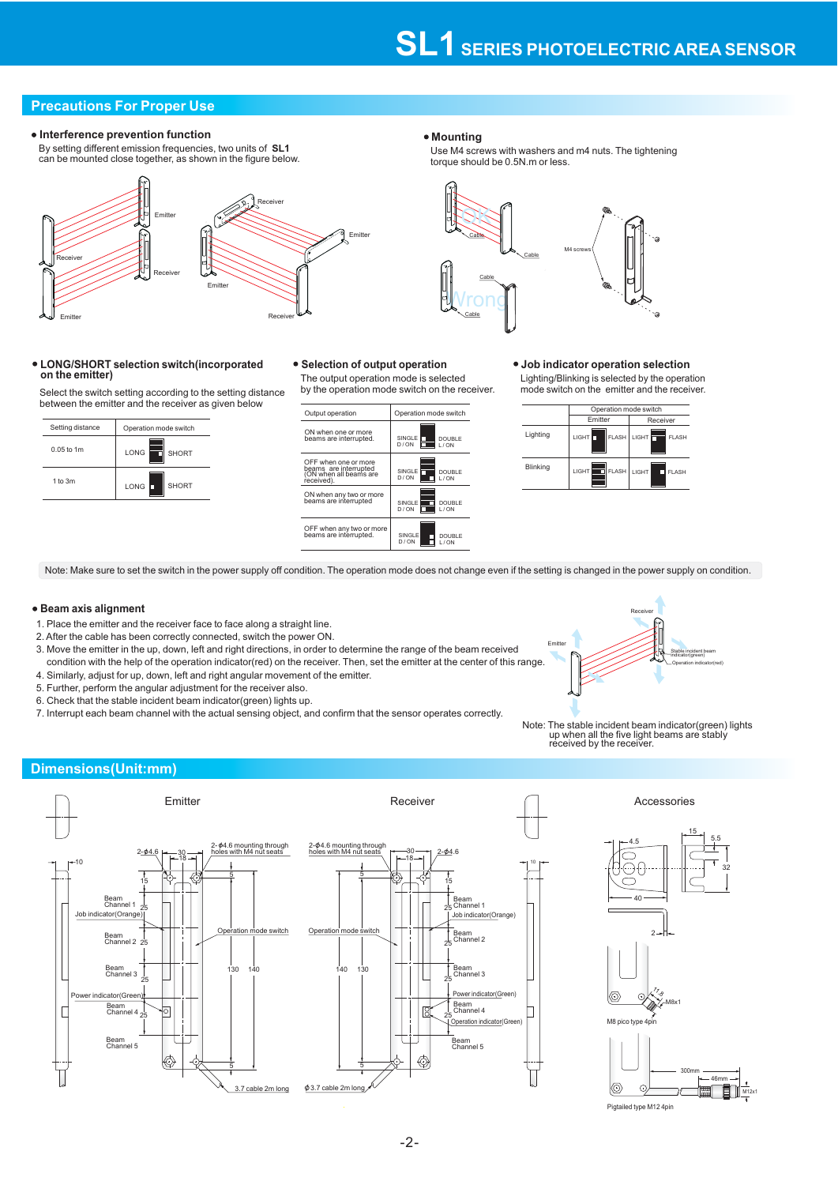# SL1 SERIES PHOTOELECTRIC AREA SENSOR

## Precautions For Proper Use

### • Interference prevention function

By setting different emission frequencies, two units of **SL1** can be mounted close together, as shown in the figure below.

### • Mounting

Use M4 screws with washers and m4 nuts. The tightening torque should be 0.5N.m or less.

### • LONG/SHORT selection switch(incorporated on the emitter)

Select the switch setting according to the setting distance between the emitter and the receiver as given below

| Setting distance | Operation mode switch |
|---|---|
| 0.05 to 1m | LONG / SHORT |
| 1 to 3m | LONG / SHORT |

### • Selection of output operation

The output operation mode is selected by the operation mode switch on the receiver.

| Output operation | Operation mode switch |
|---|---|
| ON when one or more beams are interrupted. | SINGLE D/ON — DOUBLE L/ON |
| OFF when one or more beams are interrupted (ON when all beams are received). | SINGLE D/ON — DOUBLE L/ON |
| ON when any two or more beams are interrupted | SINGLE D/ON — DOUBLE L/ON |
| OFF when any two or more beams are interrupted. | SINGLE D/ON — DOUBLE L/ON |

### • Job indicator operation selection

Lighting/Blinking is selected by the operation mode switch on the emitter and the receiver.

| | Operation mode switch | |
|---|---|---|
| | Emitter | Receiver |
| Lighting | LIGHT / FLASH | LIGHT / FLASH |
| Blinking | LIGHT / FLASH | LIGHT / FLASH |

Note: Make sure to set the switch in the power supply off condition. The operation mode does not change even if the setting is changed in the power supply on condition.

### • Beam axis alignment

1. Place the emitter and the receiver face to face along a straight line.
2. After the cable has been correctly connected, switch the power ON.
3. Move the emitter in the up, down, left and right directions, in order to determine the range of the beam received condition with the help of the operation indicator(red) on the receiver. Then, set the emitter at the center of this range.
4. Similarly, adjust for up, down, left and right angular movement of the emitter.
5. Further, perform the angular adjustment for the receiver also.
6. Check that the stable incident beam indicator(green) lights up.
7. Interrupt each beam channel with the actual sensing object, and confirm that the sensor operates correctly.

Note: The stable incident beam indicator(green) lights up when all the five light beams are stably received by the receiver.

## Dimensions(Unit:mm)

Emitter — Receiver — Accessories

Emitter: 2-ϕ4.6; 2-ϕ4.6 mounting through holes with M4 nut seats; 30; 18; 10; 15; 5; Beam Channel 1; Job indicator(Orange); Beam Channel 2; Beam Channel 3; Power indicator(Green); Beam Channel 4; Beam Channel 5; 25; Operation mode switch; 130; 140; ϕ3.7 cable 2m long

Receiver: 2-ϕ4.6 mounting through holes with M4 nut seats; 2-ϕ4.6; 30; 18; 10; 15; 5; Operation mode switch; 140; 130; Beam Channel 1; Job indicator(Orange); Beam Channel 2; Beam Channel 3; Power indicator(Green); Beam Channel 4; Operation indicator(Green); Beam Channel 5; 25; ϕ3.7 cable 2m long

Accessories: 4.5; 40; 15; 5.5; 32; 2; 11.8; M8x1; M8 pico type 4pin; 300mm; 46mm; M12x1; Pigtailed type M12 4pin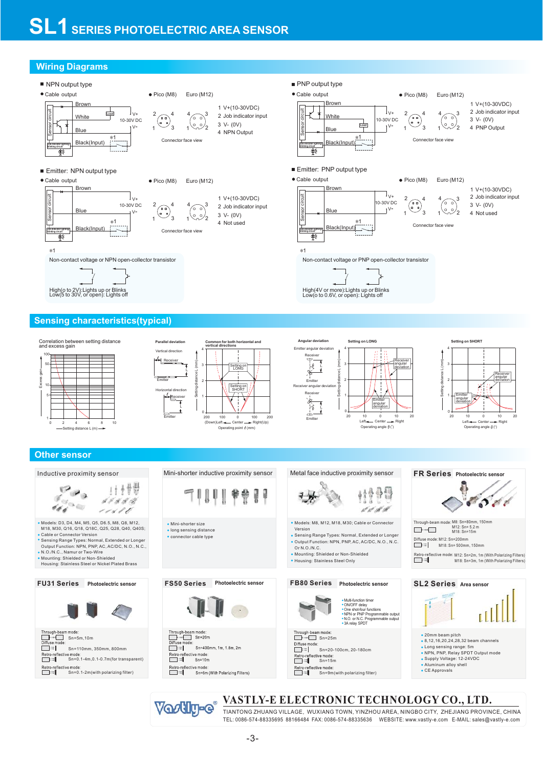# SL1 SERIES PHOTOELECTRIC AREA SENSOR

## Wiring Diagrams

■ NPN output type

● Cable output

Sensor circuit
Brown
White
Load
Blue
Black(Input)
*1
10-30V DC
V+
V-
Job indicator lighting/ Blinking circuit

● Pico (M8) Euro (M12)

Connector face view

1 V+(10-30VDC)
2 Job indicator input
3 V- (0V)
4 NPN Output

■ PNP output type

● Cable output

Sensor circuit
Brown
White
Blue
Load
Black(Input)
*1
10-30V DC
V+
V-

● Pico (M8) Euro (M12)

Connector face view

1 V+(10-30VDC)
2 Job indicator input
3 V- (0V)
4 PNP Output

■ Emitter: NPN output type

● Cable output

Sensor circuit
Brown
Blue
Black(Input)
*1
10-30V DC
V+
V-

● Pico (M8) Euro (M12)

Connector face view

1 V+(10-30VDC)
2 Job indicator input
3 V- (0V)
4 Not used

■ Emitter: PNP output type

● Cable output

Sensor circuit
Brown
Blue
Black(Input)
*1
10-30V DC
V+
V-

● Pico (M8) Euro (M12)

Connector face view

1 V+(10-30VDC)
2 Job indicator input
3 V- (0V)
4 Not used

*1
Non-contact voltage or NPN open-collector transistor

High(0 to 2V):Lights up or Blinks
Low(5 to 30V, or open): Lights off

*1
Non-contact voltage or PNP open-collector transistor

High(4V or more):Lights up or Blinks
Low(0 to 0.6V, or open): Lights off

## Sensing characteristics(typical)

Correlation between setting distance and excess gain

Excess gain
100
50
10
5
1
0 2 4 6 8 10
Setting distance L (m)

Parallel deviation

Vertical direction
Receiver
Emitter
Horizontal direction
Receiver
Emitter

Common for both horizontal and vertical directions

Setting distance L (mm)
4
3
2
1
0
Setting on LONG
Setting on SHORT
200 100 0 100 200
(Down)Left ← Center → Right(Up)
Operating point ℓ (mm)

Angular deviation

Emitter angular deviation
Receiver
Emitter
Receiver angular deviation
Receiver
Emitter

Setting on LONG

Setting distance L (mm)
4
3
2
1
0
Receiver angular deviation
Emitter angular deviation
20 10 0 10 20
Left ← Center → Right
Operating angle θ (°)

Setting on SHORT

Setting distance L (mm)
4
3
2
1
0
Receiver angular deviation
Emitter angular deviation
20 10 0 10 20
Left ← Center → Right
Operating angle θ (°)

## Other sensor

### Inductive proximity sensor

- Models: D3, D4, M4, M5, Q5, D6.5, M8, Q8, M12, M18, M30, Q16, Q18, Q18C, Q25, Q28, Q40, Q40S;
- Cable or Connector Version
- Sensing Range Types: Normal, Extended or Longer Output Function: NPN, PNP, AC, AC/DC, N.O., N.C., N.O./N.C., Namur or Two-Wire
- Mounting: Shielded or Non-Shielded Housing: Stainless Steel or Nickel Plated Brass

### Mini-shorter inductive proximity sensor

- Mini-shorter size
- long sensing distance
- connector cable type

### Metal face inductive proximity sensor

- Models: M8, M12, M18, M30; Cable or Connector Version
- Sensing Range Types: Normal, Extended or Longer
- Output Function: NPN, PNP, AC, AC/DC, N.O., N.C. Or N.O./N.C.
- Mounting: Shielded or Non-Shielded
- Housing: Stainless Steel Only

### FR Series Photoelectric sensor

Through-beam mode: M8: Sn=80mm, 150mm
M12: Sn= 5.2 m
M18: Sn=15m

Diffuse mode: M12: Sn=200mm
M18: Sn= 500mm, 150mm

Retro-reflective mode: M12: Sn=2m, 1m (With Polarizing Filters)
M18: Sn=3m, 1m (With Polarizing Filters)

### FU31 Series Photoelectric sensor

Through-beam mode:
Sn=5m,10m

Diffuse mode:
Sn=110mm, 350mm, 800mm

Retro-reflective mode:
Sn=0.1-4m,0.1-0.7m(for transparent)

Retro-reflective mode:
Sn=0.1-2m(with polarizing filter)

### FS50 Series Photoelectric sensor

Through-beam mode:
Sn=20m

Diffuse mode:
Sn=400mm, 1m, 1.6m, 2m

Retro-reflective mode:
Sn=10m

Retro-reflective mode:
Sn=6m (With Polarizing Filters)

### FB80 Series Photoelectric sensor

- Multi-function timer
- ON/OFF delay
- One shot-four functions
- NPN or PNP Programmable output
- N.O. or N.C. Programmable output
- 3A relay SPDT

Through-beam mode:
Sn=25m

Diffuse mode:
Sn=20-100cm, 20-180cm

Retro-reflective mode:
Sn=15m

Retro-reflective mode:
Sn=9m(with polarizing filter)

### SL2 Series Area sensor

- 20mm beam pitch
- 8,12,16,20,24,28,32 beam channels
- Long sensing range: 5m
- NPN, PNP, Relay SPDT Output mode
- Supply Voltage: 12-24VDC
- Aluminum alloy shell
- CE Approvals

Vastly-e®

**VASTLY-E ELECTRONIC TECHNOLOGY CO., LTD.**

TIANTONG ZHUANG VILLAGE, WUXIANG TOWN, YINZHOU AREA, NINGBO CITY, ZHEJIANG PROVINCE, CHINA
TEL: 0086-574-88335695 88166484 FAX: 0086-574-88335636 WEBSITE: www.vastly-e.com E-MAIL: sales@vastly-e.com